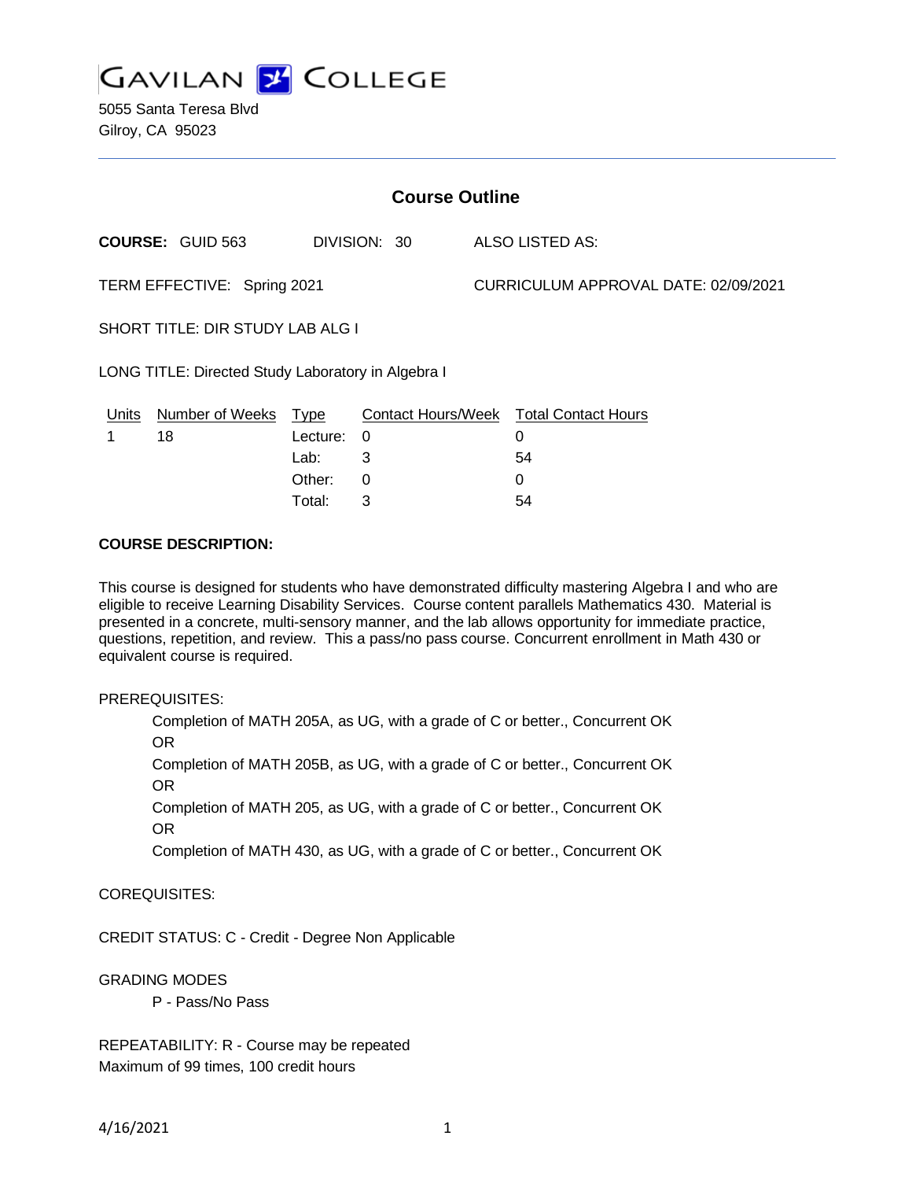# GAVILAN COLLEGE

5055 Santa Teresa Blvd
Gilroy, CA 95023

---

## Course Outline

**COURSE:** GUID 563 DIVISION: 30 ALSO LISTED AS:

TERM EFFECTIVE: Spring 2021 CURRICULUM APPROVAL DATE: 02/09/2021

SHORT TITLE: DIR STUDY LAB ALG I

LONG TITLE: Directed Study Laboratory in Algebra I

| Units | Number of Weeks | Type | Contact Hours/Week | Total Contact Hours |
|---|---|---|---|---|
| 1 | 18 | Lecture: | 0 | 0 |
| | | Lab: | 3 | 54 |
| | | Other: | 0 | 0 |
| | | Total: | 3 | 54 |

**COURSE DESCRIPTION:**

This course is designed for students who have demonstrated difficulty mastering Algebra I and who are eligible to receive Learning Disability Services. Course content parallels Mathematics 430. Material is presented in a concrete, multi-sensory manner, and the lab allows opportunity for immediate practice, questions, repetition, and review. This a pass/no pass course. Concurrent enrollment in Math 430 or equivalent course is required.

PREREQUISITES:

Completion of MATH 205A, as UG, with a grade of C or better., Concurrent OK
OR
Completion of MATH 205B, as UG, with a grade of C or better., Concurrent OK
OR
Completion of MATH 205, as UG, with a grade of C or better., Concurrent OK
OR
Completion of MATH 430, as UG, with a grade of C or better., Concurrent OK

COREQUISITES:

CREDIT STATUS: C - Credit - Degree Non Applicable

GRADING MODES

P - Pass/No Pass

REPEATABILITY: R - Course may be repeated
Maximum of 99 times, 100 credit hours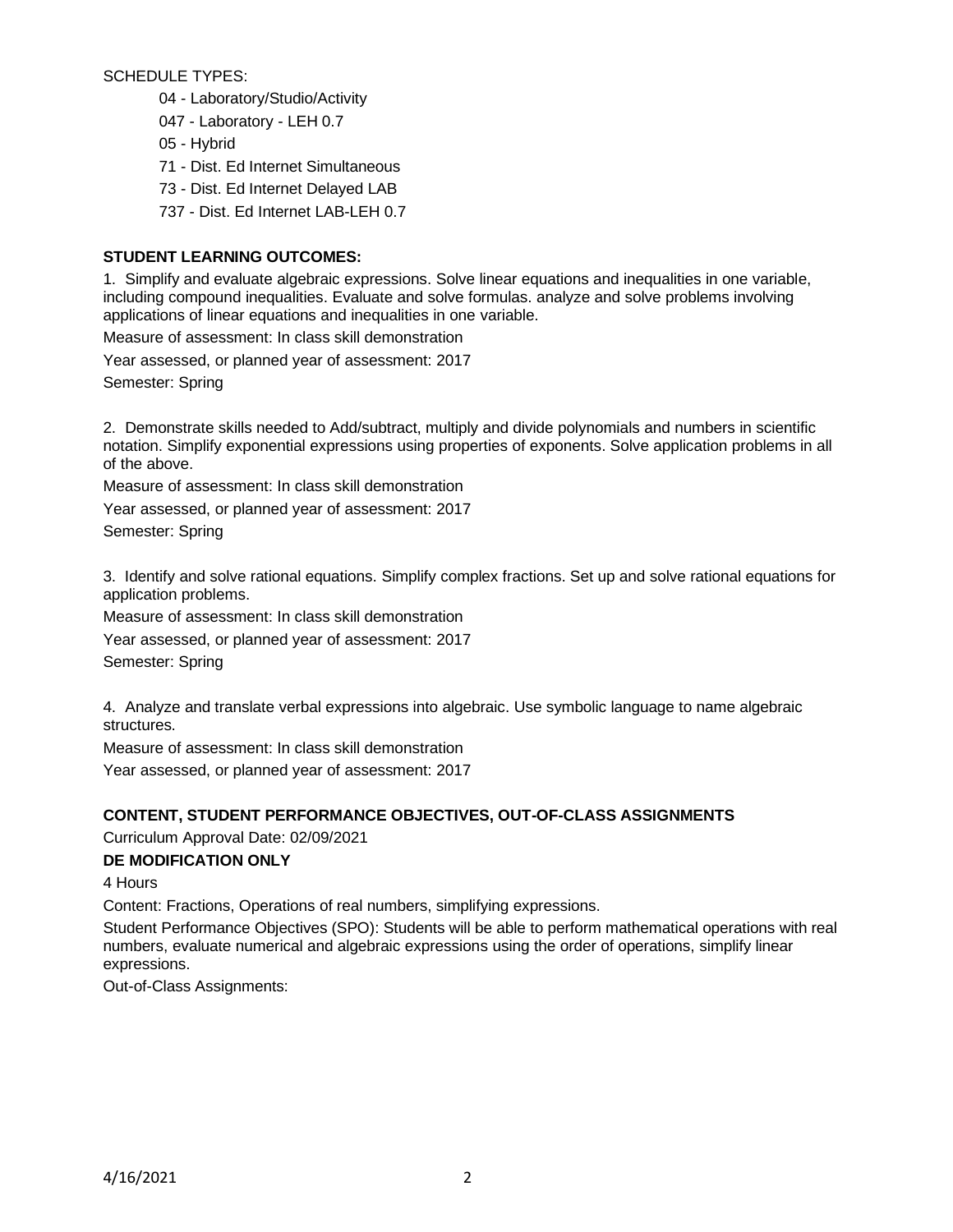SCHEDULE TYPES:

- 04 - Laboratory/Studio/Activity
- 047 - Laboratory - LEH 0.7
- 05 - Hybrid
- 71 - Dist. Ed Internet Simultaneous
- 73 - Dist. Ed Internet Delayed LAB
- 737 - Dist. Ed Internet LAB-LEH 0.7

**STUDENT LEARNING OUTCOMES:**

1. Simplify and evaluate algebraic expressions. Solve linear equations and inequalities in one variable, including compound inequalities. Evaluate and solve formulas. analyze and solve problems involving applications of linear equations and inequalities in one variable.

Measure of assessment: In class skill demonstration

Year assessed, or planned year of assessment: 2017

Semester: Spring

2. Demonstrate skills needed to Add/subtract, multiply and divide polynomials and numbers in scientific notation. Simplify exponential expressions using properties of exponents. Solve application problems in all of the above.

Measure of assessment: In class skill demonstration

Year assessed, or planned year of assessment: 2017

Semester: Spring

3. Identify and solve rational equations. Simplify complex fractions. Set up and solve rational equations for application problems.

Measure of assessment: In class skill demonstration

Year assessed, or planned year of assessment: 2017

Semester: Spring

4. Analyze and translate verbal expressions into algebraic. Use symbolic language to name algebraic structures.

Measure of assessment: In class skill demonstration

Year assessed, or planned year of assessment: 2017

**CONTENT, STUDENT PERFORMANCE OBJECTIVES, OUT-OF-CLASS ASSIGNMENTS**

Curriculum Approval Date: 02/09/2021

**DE MODIFICATION ONLY**

4 Hours

Content: Fractions, Operations of real numbers, simplifying expressions.

Student Performance Objectives (SPO): Students will be able to perform mathematical operations with real numbers, evaluate numerical and algebraic expressions using the order of operations, simplify linear expressions.

Out-of-Class Assignments: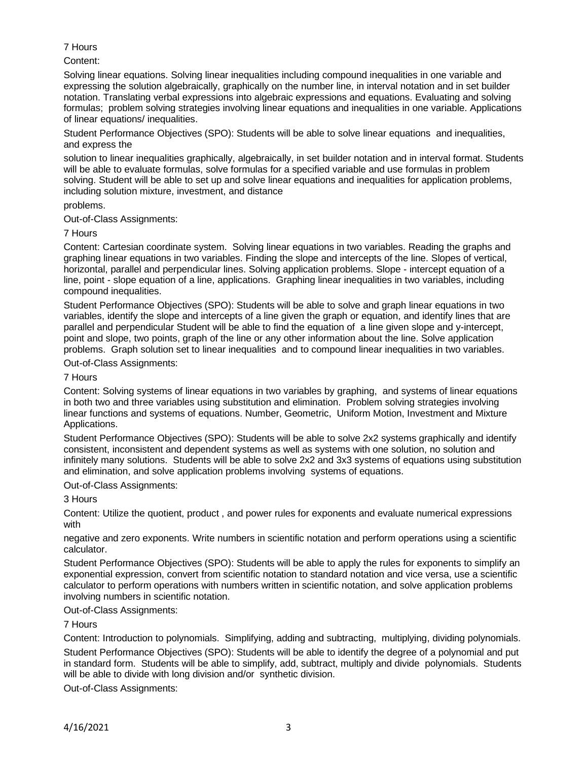7 Hours

Content:

Solving linear equations. Solving linear inequalities including compound inequalities in one variable and expressing the solution algebraically, graphically on the number line, in interval notation and in set builder notation. Translating verbal expressions into algebraic expressions and equations. Evaluating and solving formulas; problem solving strategies involving linear equations and inequalities in one variable. Applications of linear equations/ inequalities.

Student Performance Objectives (SPO): Students will be able to solve linear equations and inequalities, and express the

solution to linear inequalities graphically, algebraically, in set builder notation and in interval format. Students will be able to evaluate formulas, solve formulas for a specified variable and use formulas in problem solving. Student will be able to set up and solve linear equations and inequalities for application problems, including solution mixture, investment, and distance

problems.

Out-of-Class Assignments:

7 Hours

Content: Cartesian coordinate system. Solving linear equations in two variables. Reading the graphs and graphing linear equations in two variables. Finding the slope and intercepts of the line. Slopes of vertical, horizontal, parallel and perpendicular lines. Solving application problems. Slope - intercept equation of a line, point - slope equation of a line, applications. Graphing linear inequalities in two variables, including compound inequalities.

Student Performance Objectives (SPO): Students will be able to solve and graph linear equations in two variables, identify the slope and intercepts of a line given the graph or equation, and identify lines that are parallel and perpendicular Student will be able to find the equation of a line given slope and y-intercept, point and slope, two points, graph of the line or any other information about the line. Solve application problems. Graph solution set to linear inequalities and to compound linear inequalities in two variables.

Out-of-Class Assignments:

7 Hours

Content: Solving systems of linear equations in two variables by graphing, and systems of linear equations in both two and three variables using substitution and elimination. Problem solving strategies involving linear functions and systems of equations. Number, Geometric, Uniform Motion, Investment and Mixture Applications.

Student Performance Objectives (SPO): Students will be able to solve 2x2 systems graphically and identify consistent, inconsistent and dependent systems as well as systems with one solution, no solution and infinitely many solutions. Students will be able to solve 2x2 and 3x3 systems of equations using substitution and elimination, and solve application problems involving systems of equations.

Out-of-Class Assignments:

3 Hours

Content: Utilize the quotient, product , and power rules for exponents and evaluate numerical expressions with

negative and zero exponents. Write numbers in scientific notation and perform operations using a scientific calculator.

Student Performance Objectives (SPO): Students will be able to apply the rules for exponents to simplify an exponential expression, convert from scientific notation to standard notation and vice versa, use a scientific calculator to perform operations with numbers written in scientific notation, and solve application problems involving numbers in scientific notation.

Out-of-Class Assignments:

7 Hours

Content: Introduction to polynomials. Simplifying, adding and subtracting, multiplying, dividing polynomials.

Student Performance Objectives (SPO): Students will be able to identify the degree of a polynomial and put in standard form. Students will be able to simplify, add, subtract, multiply and divide polynomials. Students will be able to divide with long division and/or synthetic division.

Out-of-Class Assignments: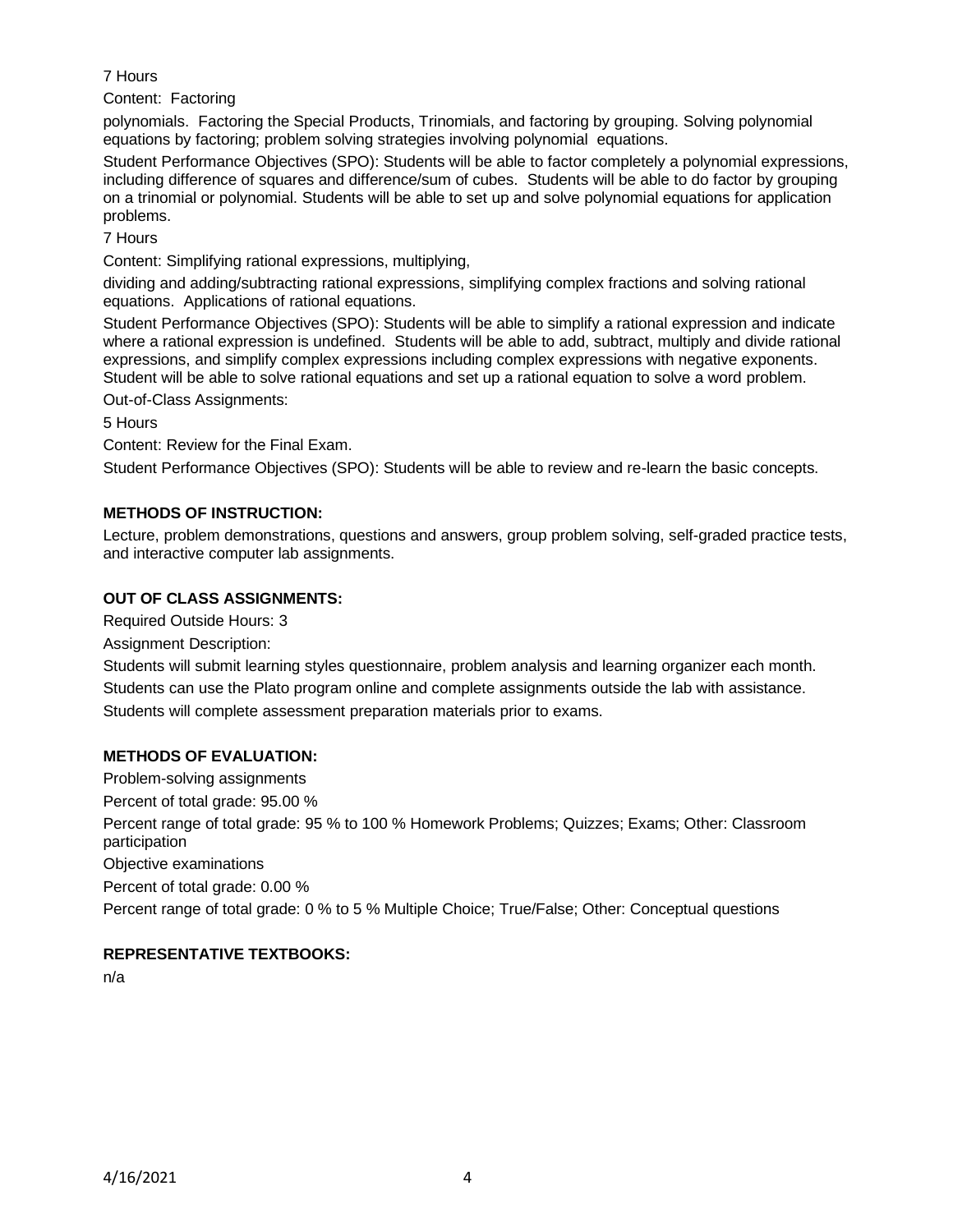7 Hours

Content: Factoring

polynomials. Factoring the Special Products, Trinomials, and factoring by grouping. Solving polynomial equations by factoring; problem solving strategies involving polynomial equations.

Student Performance Objectives (SPO): Students will be able to factor completely a polynomial expressions, including difference of squares and difference/sum of cubes. Students will be able to do factor by grouping on a trinomial or polynomial. Students will be able to set up and solve polynomial equations for application problems.

7 Hours

Content: Simplifying rational expressions, multiplying,

dividing and adding/subtracting rational expressions, simplifying complex fractions and solving rational equations. Applications of rational equations.

Student Performance Objectives (SPO): Students will be able to simplify a rational expression and indicate where a rational expression is undefined. Students will be able to add, subtract, multiply and divide rational expressions, and simplify complex expressions including complex expressions with negative exponents. Student will be able to solve rational equations and set up a rational equation to solve a word problem.

Out-of-Class Assignments:

5 Hours

Content: Review for the Final Exam.

Student Performance Objectives (SPO): Students will be able to review and re-learn the basic concepts.

**METHODS OF INSTRUCTION:**

Lecture, problem demonstrations, questions and answers, group problem solving, self-graded practice tests, and interactive computer lab assignments.

**OUT OF CLASS ASSIGNMENTS:**

Required Outside Hours: 3

Assignment Description:

Students will submit learning styles questionnaire, problem analysis and learning organizer each month.

Students can use the Plato program online and complete assignments outside the lab with assistance.

Students will complete assessment preparation materials prior to exams.

**METHODS OF EVALUATION:**

Problem-solving assignments

Percent of total grade: 95.00 %

Percent range of total grade: 95 % to 100 % Homework Problems; Quizzes; Exams; Other: Classroom participation

Objective examinations

Percent of total grade: 0.00 %

Percent range of total grade: 0 % to 5 % Multiple Choice; True/False; Other: Conceptual questions

**REPRESENTATIVE TEXTBOOKS:**

n/a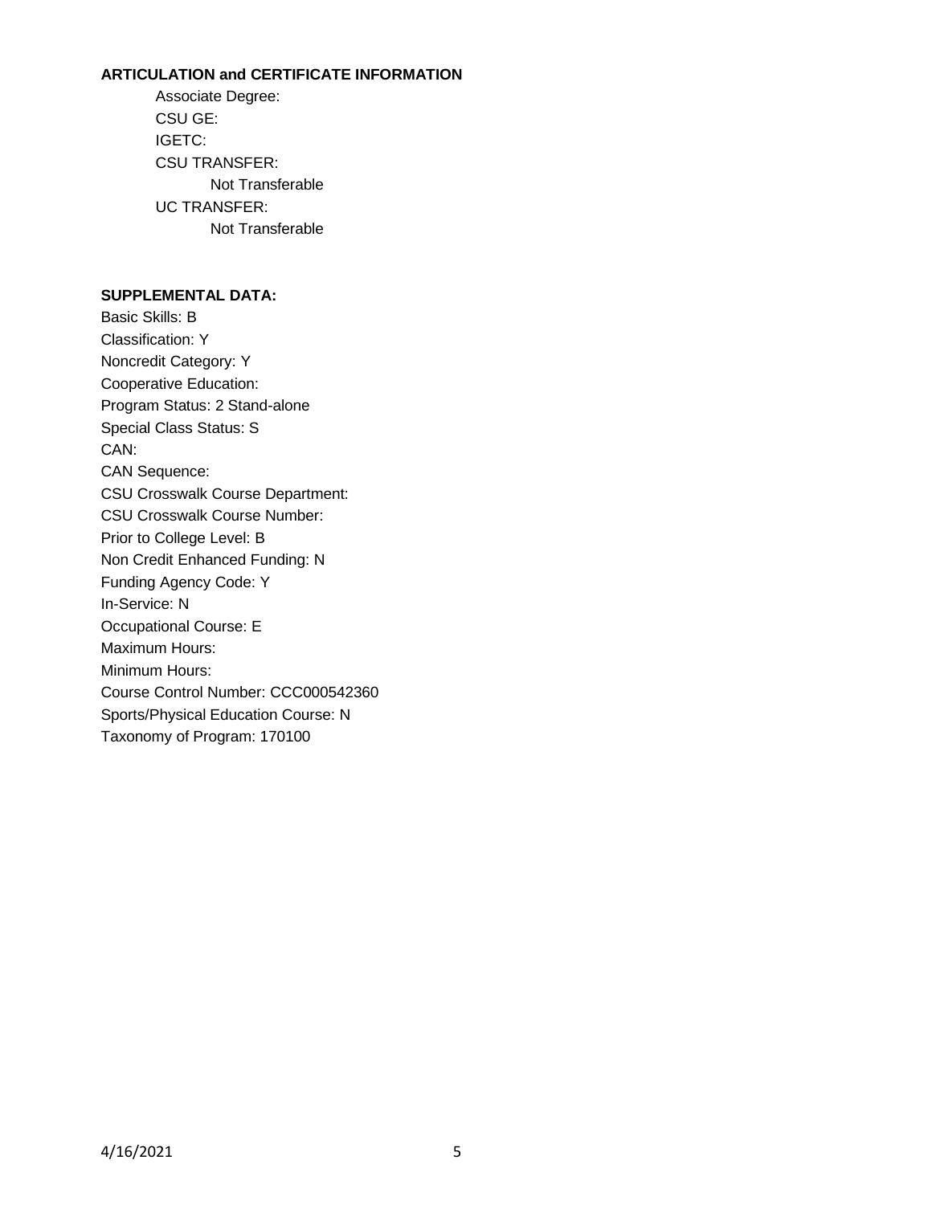**ARTICULATION and CERTIFICATE INFORMATION**

Associate Degree:
CSU GE:
IGETC:
CSU TRANSFER:
Not Transferable
UC TRANSFER:
Not Transferable

**SUPPLEMENTAL DATA:**

Basic Skills: B
Classification: Y
Noncredit Category: Y
Cooperative Education:
Program Status: 2 Stand-alone
Special Class Status: S
CAN:
CAN Sequence:
CSU Crosswalk Course Department:
CSU Crosswalk Course Number:
Prior to College Level: B
Non Credit Enhanced Funding: N
Funding Agency Code: Y
In-Service: N
Occupational Course: E
Maximum Hours:
Minimum Hours:
Course Control Number: CCC000542360
Sports/Physical Education Course: N
Taxonomy of Program: 170100